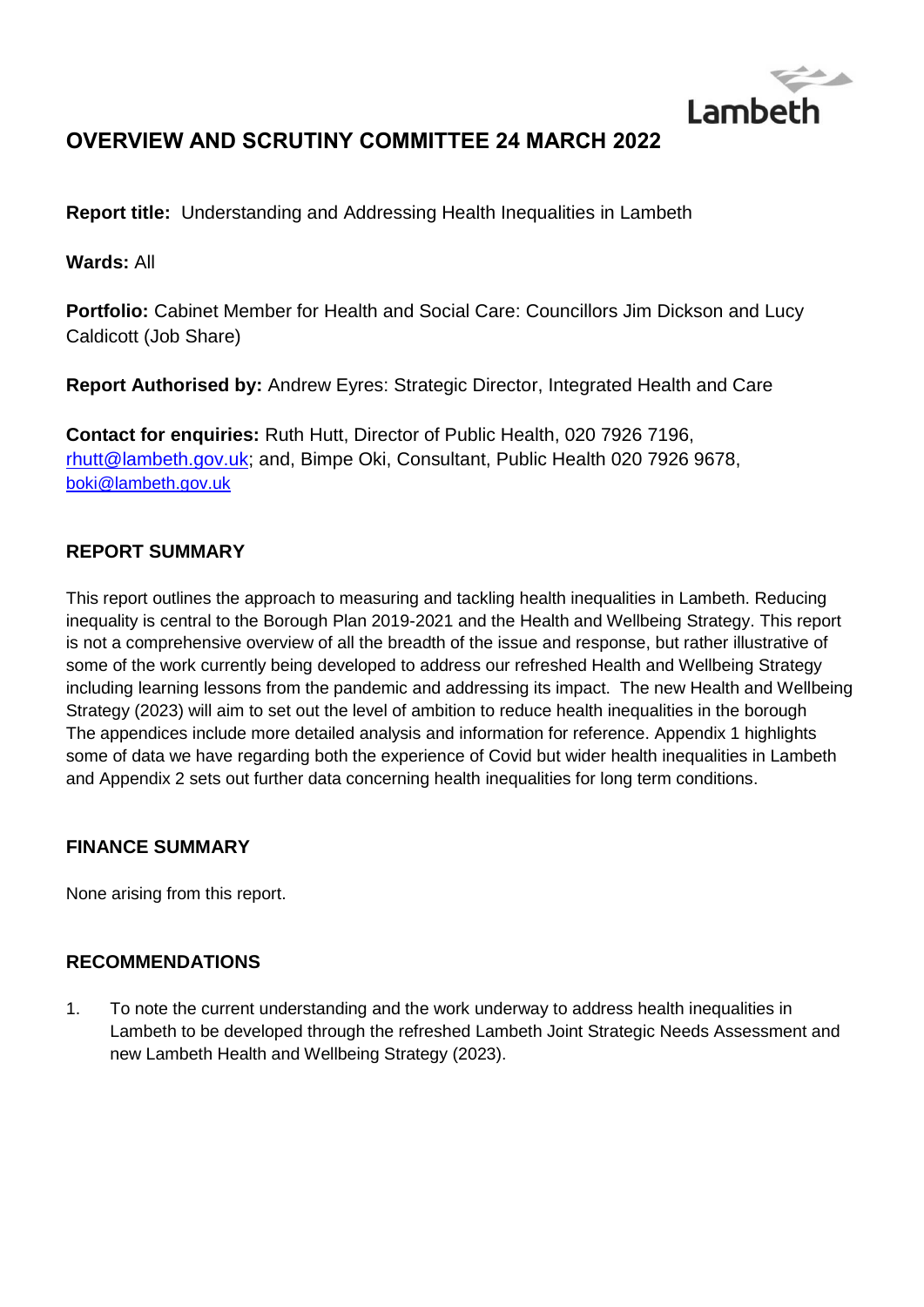Lambeth

# OVERVIEW AND SCRUTINY COMMITTEE 24 MARCH 2022

**Report title:** Understanding and Addressing Health Inequalities in Lambeth

**Wards:** All

**Portfolio:** Cabinet Member for Health and Social Care: Councillors Jim Dickson and Lucy Caldicott (Job Share)

**Report Authorised by:** Andrew Eyres: Strategic Director, Integrated Health and Care

**Contact for enquiries:** Ruth Hutt, Director of Public Health, 020 7926 7196, rhutt@lambeth.gov.uk; and, Bimpe Oki, Consultant, Public Health 020 7926 9678, boki@lambeth.gov.uk

## REPORT SUMMARY

This report outlines the approach to measuring and tackling health inequalities in Lambeth. Reducing inequality is central to the Borough Plan 2019-2021 and the Health and Wellbeing Strategy. This report is not a comprehensive overview of all the breadth of the issue and response, but rather illustrative of some of the work currently being developed to address our refreshed Health and Wellbeing Strategy including learning lessons from the pandemic and addressing its impact. The new Health and Wellbeing Strategy (2023) will aim to set out the level of ambition to reduce health inequalities in the borough The appendices include more detailed analysis and information for reference. Appendix 1 highlights some of data we have regarding both the experience of Covid but wider health inequalities in Lambeth and Appendix 2 sets out further data concerning health inequalities for long term conditions.

## FINANCE SUMMARY

None arising from this report.

## RECOMMENDATIONS

1. To note the current understanding and the work underway to address health inequalities in Lambeth to be developed through the refreshed Lambeth Joint Strategic Needs Assessment and new Lambeth Health and Wellbeing Strategy (2023).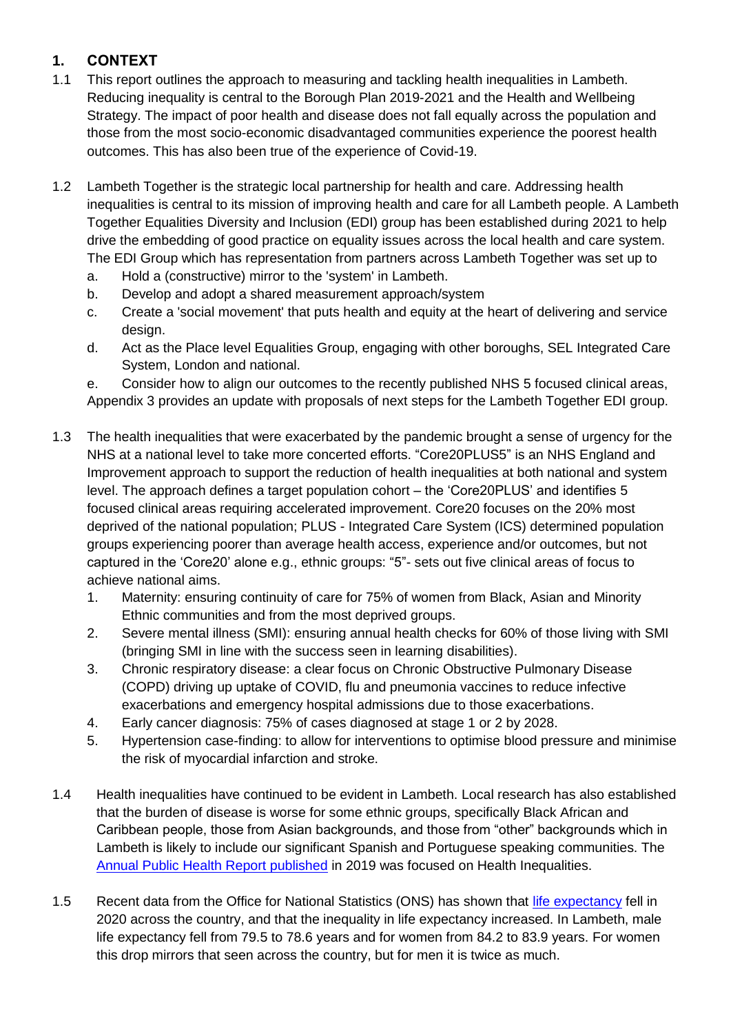## 1. CONTEXT

1.1 This report outlines the approach to measuring and tackling health inequalities in Lambeth. Reducing inequality is central to the Borough Plan 2019-2021 and the Health and Wellbeing Strategy. The impact of poor health and disease does not fall equally across the population and those from the most socio-economic disadvantaged communities experience the poorest health outcomes. This has also been true of the experience of Covid-19.

1.2 Lambeth Together is the strategic local partnership for health and care. Addressing health inequalities is central to its mission of improving health and care for all Lambeth people. A Lambeth Together Equalities Diversity and Inclusion (EDI) group has been established during 2021 to help drive the embedding of good practice on equality issues across the local health and care system. The EDI Group which has representation from partners across Lambeth Together was set up to

a. Hold a (constructive) mirror to the 'system' in Lambeth.
b. Develop and adopt a shared measurement approach/system
c. Create a 'social movement' that puts health and equity at the heart of delivering and service design.
d. Act as the Place level Equalities Group, engaging with other boroughs, SEL Integrated Care System, London and national.
e. Consider how to align our outcomes to the recently published NHS 5 focused clinical areas,

Appendix 3 provides an update with proposals of next steps for the Lambeth Together EDI group.

1.3 The health inequalities that were exacerbated by the pandemic brought a sense of urgency for the NHS at a national level to take more concerted efforts. "Core20PLUS5" is an NHS England and Improvement approach to support the reduction of health inequalities at both national and system level. The approach defines a target population cohort – the 'Core20PLUS' and identifies 5 focused clinical areas requiring accelerated improvement. Core20 focuses on the 20% most deprived of the national population; PLUS - Integrated Care System (ICS) determined population groups experiencing poorer than average health access, experience and/or outcomes, but not captured in the 'Core20' alone e.g., ethnic groups: "5"- sets out five clinical areas of focus to achieve national aims.

1. Maternity: ensuring continuity of care for 75% of women from Black, Asian and Minority Ethnic communities and from the most deprived groups.
2. Severe mental illness (SMI): ensuring annual health checks for 60% of those living with SMI (bringing SMI in line with the success seen in learning disabilities).
3. Chronic respiratory disease: a clear focus on Chronic Obstructive Pulmonary Disease (COPD) driving up uptake of COVID, flu and pneumonia vaccines to reduce infective exacerbations and emergency hospital admissions due to those exacerbations.
4. Early cancer diagnosis: 75% of cases diagnosed at stage 1 or 2 by 2028.
5. Hypertension case-finding: to allow for interventions to optimise blood pressure and minimise the risk of myocardial infarction and stroke.

1.4 Health inequalities have continued to be evident in Lambeth. Local research has also established that the burden of disease is worse for some ethnic groups, specifically Black African and Caribbean people, those from Asian backgrounds, and those from "other" backgrounds which in Lambeth is likely to include our significant Spanish and Portuguese speaking communities. The Annual Public Health Report published in 2019 was focused on Health Inequalities.

1.5 Recent data from the Office for National Statistics (ONS) has shown that life expectancy fell in 2020 across the country, and that the inequality in life expectancy increased. In Lambeth, male life expectancy fell from 79.5 to 78.6 years and for women from 84.2 to 83.9 years. For women this drop mirrors that seen across the country, but for men it is twice as much.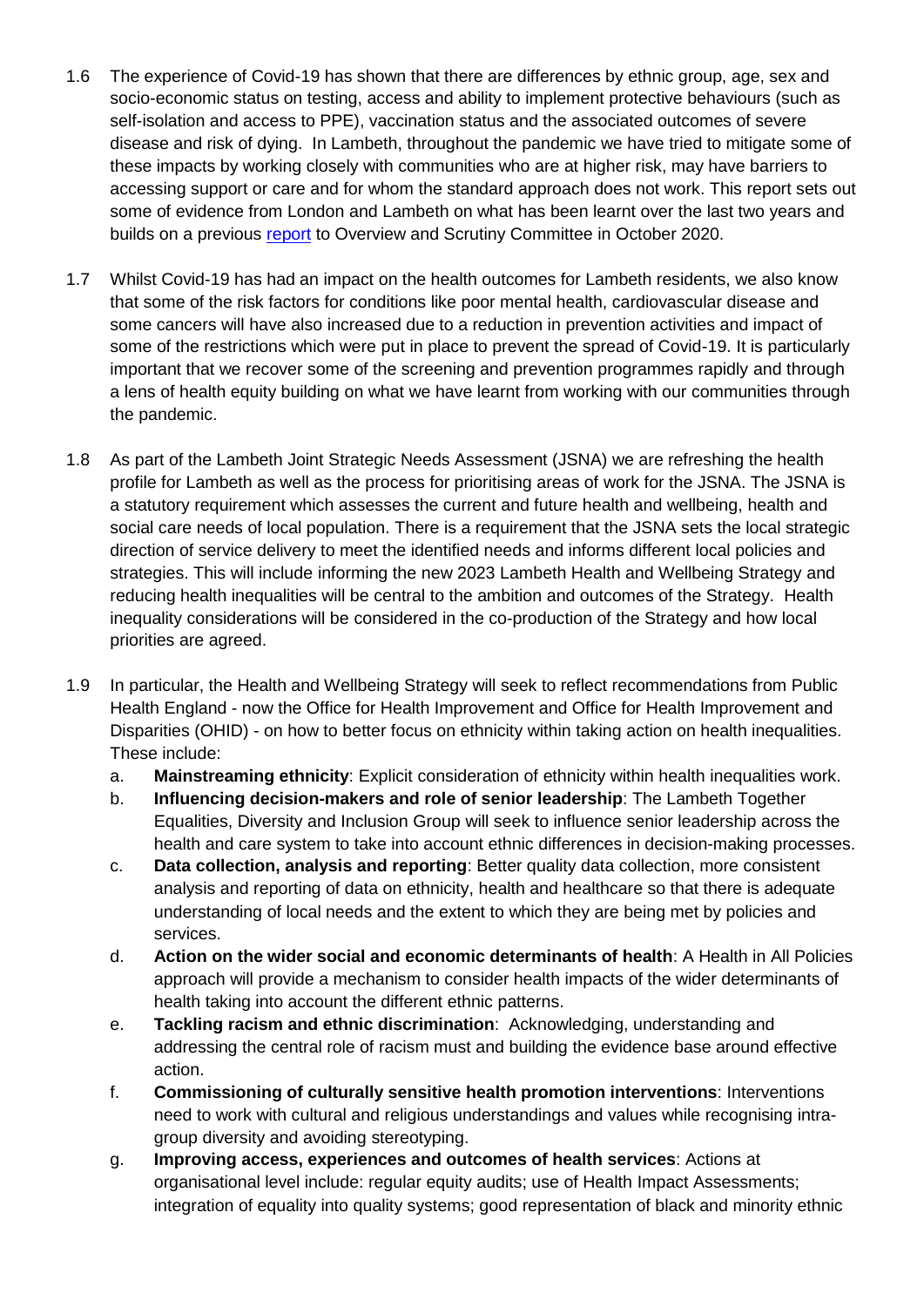1.6 The experience of Covid-19 has shown that there are differences by ethnic group, age, sex and socio-economic status on testing, access and ability to implement protective behaviours (such as self-isolation and access to PPE), vaccination status and the associated outcomes of severe disease and risk of dying. In Lambeth, throughout the pandemic we have tried to mitigate some of these impacts by working closely with communities who are at higher risk, may have barriers to accessing support or care and for whom the standard approach does not work. This report sets out some of evidence from London and Lambeth on what has been learnt over the last two years and builds on a previous [report](#) to Overview and Scrutiny Committee in October 2020.

1.7 Whilst Covid-19 has had an impact on the health outcomes for Lambeth residents, we also know that some of the risk factors for conditions like poor mental health, cardiovascular disease and some cancers will have also increased due to a reduction in prevention activities and impact of some of the restrictions which were put in place to prevent the spread of Covid-19. It is particularly important that we recover some of the screening and prevention programmes rapidly and through a lens of health equity building on what we have learnt from working with our communities through the pandemic.

1.8 As part of the Lambeth Joint Strategic Needs Assessment (JSNA) we are refreshing the health profile for Lambeth as well as the process for prioritising areas of work for the JSNA. The JSNA is a statutory requirement which assesses the current and future health and wellbeing, health and social care needs of local population. There is a requirement that the JSNA sets the local strategic direction of service delivery to meet the identified needs and informs different local policies and strategies. This will include informing the new 2023 Lambeth Health and Wellbeing Strategy and reducing health inequalities will be central to the ambition and outcomes of the Strategy. Health inequality considerations will be considered in the co-production of the Strategy and how local priorities are agreed.

1.9 In particular, the Health and Wellbeing Strategy will seek to reflect recommendations from Public Health England - now the Office for Health Improvement and Office for Health Improvement and Disparities (OHID) - on how to better focus on ethnicity within taking action on health inequalities. These include:

a. **Mainstreaming ethnicity**: Explicit consideration of ethnicity within health inequalities work.
b. **Influencing decision-makers and role of senior leadership**: The Lambeth Together Equalities, Diversity and Inclusion Group will seek to influence senior leadership across the health and care system to take into account ethnic differences in decision-making processes.
c. **Data collection, analysis and reporting**: Better quality data collection, more consistent analysis and reporting of data on ethnicity, health and healthcare so that there is adequate understanding of local needs and the extent to which they are being met by policies and services.
d. **Action on the wider social and economic determinants of health**: A Health in All Policies approach will provide a mechanism to consider health impacts of the wider determinants of health taking into account the different ethnic patterns.
e. **Tackling racism and ethnic discrimination**: Acknowledging, understanding and addressing the central role of racism must and building the evidence base around effective action.
f. **Commissioning of culturally sensitive health promotion interventions**: Interventions need to work with cultural and religious understandings and values while recognising intra-group diversity and avoiding stereotyping.
g. **Improving access, experiences and outcomes of health services**: Actions at organisational level include: regular equity audits; use of Health Impact Assessments; integration of equality into quality systems; good representation of black and minority ethnic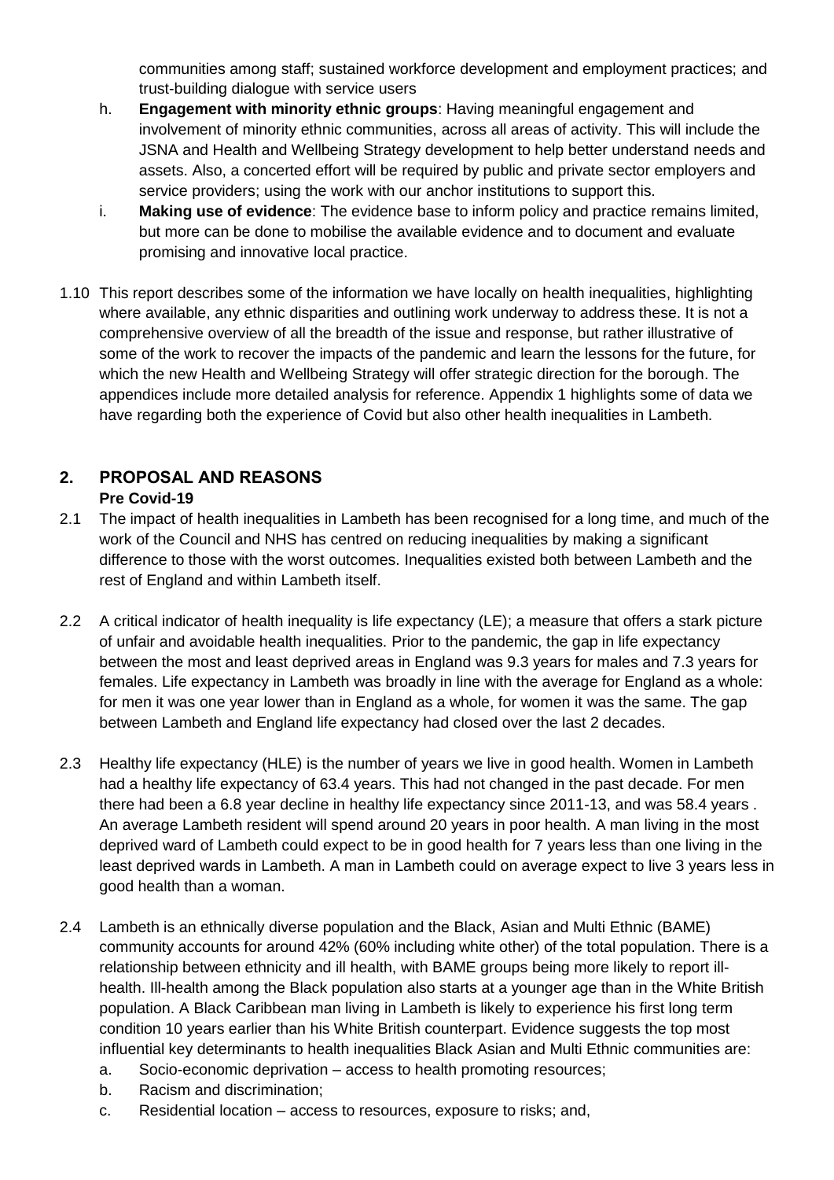communities among staff; sustained workforce development and employment practices; and trust-building dialogue with service users

h. **Engagement with minority ethnic groups**: Having meaningful engagement and involvement of minority ethnic communities, across all areas of activity. This will include the JSNA and Health and Wellbeing Strategy development to help better understand needs and assets. Also, a concerted effort will be required by public and private sector employers and service providers; using the work with our anchor institutions to support this.

i. **Making use of evidence**: The evidence base to inform policy and practice remains limited, but more can be done to mobilise the available evidence and to document and evaluate promising and innovative local practice.

1.10 This report describes some of the information we have locally on health inequalities, highlighting where available, any ethnic disparities and outlining work underway to address these. It is not a comprehensive overview of all the breadth of the issue and response, but rather illustrative of some of the work to recover the impacts of the pandemic and learn the lessons for the future, for which the new Health and Wellbeing Strategy will offer strategic direction for the borough. The appendices include more detailed analysis for reference. Appendix 1 highlights some of data we have regarding both the experience of Covid but also other health inequalities in Lambeth.

## 2. PROPOSAL AND REASONS

### Pre Covid-19

2.1 The impact of health inequalities in Lambeth has been recognised for a long time, and much of the work of the Council and NHS has centred on reducing inequalities by making a significant difference to those with the worst outcomes. Inequalities existed both between Lambeth and the rest of England and within Lambeth itself.

2.2 A critical indicator of health inequality is life expectancy (LE); a measure that offers a stark picture of unfair and avoidable health inequalities. Prior to the pandemic, the gap in life expectancy between the most and least deprived areas in England was 9.3 years for males and 7.3 years for females. Life expectancy in Lambeth was broadly in line with the average for England as a whole: for men it was one year lower than in England as a whole, for women it was the same. The gap between Lambeth and England life expectancy had closed over the last 2 decades.

2.3 Healthy life expectancy (HLE) is the number of years we live in good health. Women in Lambeth had a healthy life expectancy of 63.4 years. This had not changed in the past decade. For men there had been a 6.8 year decline in healthy life expectancy since 2011-13, and was 58.4 years . An average Lambeth resident will spend around 20 years in poor health. A man living in the most deprived ward of Lambeth could expect to be in good health for 7 years less than one living in the least deprived wards in Lambeth. A man in Lambeth could on average expect to live 3 years less in good health than a woman.

2.4 Lambeth is an ethnically diverse population and the Black, Asian and Multi Ethnic (BAME) community accounts for around 42% (60% including white other) of the total population. There is a relationship between ethnicity and ill health, with BAME groups being more likely to report ill-health. Ill-health among the Black population also starts at a younger age than in the White British population. A Black Caribbean man living in Lambeth is likely to experience his first long term condition 10 years earlier than his White British counterpart. Evidence suggests the top most influential key determinants to health inequalities Black Asian and Multi Ethnic communities are:

a. Socio-economic deprivation – access to health promoting resources;
b. Racism and discrimination;
c. Residential location – access to resources, exposure to risks; and,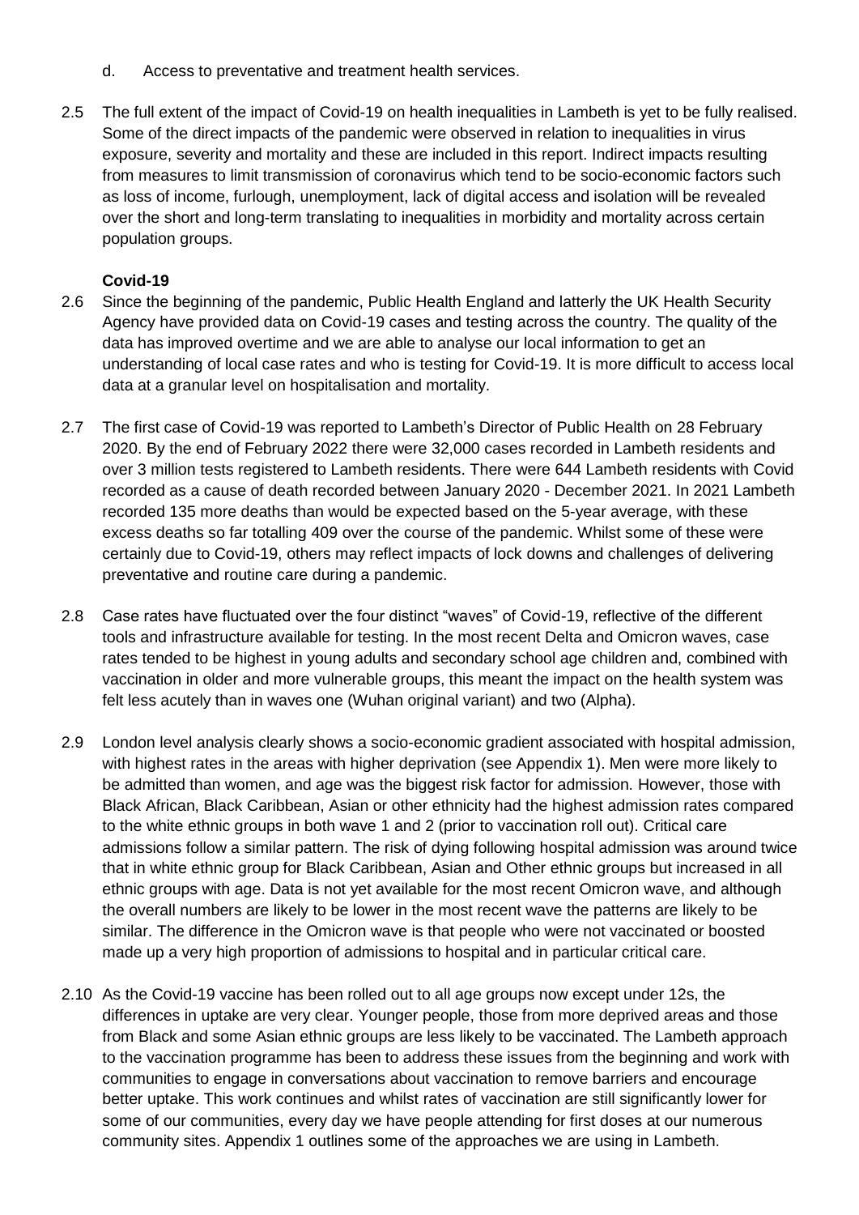d. Access to preventative and treatment health services.

2.5 The full extent of the impact of Covid-19 on health inequalities in Lambeth is yet to be fully realised. Some of the direct impacts of the pandemic were observed in relation to inequalities in virus exposure, severity and mortality and these are included in this report. Indirect impacts resulting from measures to limit transmission of coronavirus which tend to be socio-economic factors such as loss of income, furlough, unemployment, lack of digital access and isolation will be revealed over the short and long-term translating to inequalities in morbidity and mortality across certain population groups.

**Covid-19**

2.6 Since the beginning of the pandemic, Public Health England and latterly the UK Health Security Agency have provided data on Covid-19 cases and testing across the country. The quality of the data has improved overtime and we are able to analyse our local information to get an understanding of local case rates and who is testing for Covid-19. It is more difficult to access local data at a granular level on hospitalisation and mortality.

2.7 The first case of Covid-19 was reported to Lambeth's Director of Public Health on 28 February 2020. By the end of February 2022 there were 32,000 cases recorded in Lambeth residents and over 3 million tests registered to Lambeth residents. There were 644 Lambeth residents with Covid recorded as a cause of death recorded between January 2020 - December 2021. In 2021 Lambeth recorded 135 more deaths than would be expected based on the 5-year average, with these excess deaths so far totalling 409 over the course of the pandemic. Whilst some of these were certainly due to Covid-19, others may reflect impacts of lock downs and challenges of delivering preventative and routine care during a pandemic.

2.8 Case rates have fluctuated over the four distinct "waves" of Covid-19, reflective of the different tools and infrastructure available for testing. In the most recent Delta and Omicron waves, case rates tended to be highest in young adults and secondary school age children and, combined with vaccination in older and more vulnerable groups, this meant the impact on the health system was felt less acutely than in waves one (Wuhan original variant) and two (Alpha).

2.9 London level analysis clearly shows a socio-economic gradient associated with hospital admission, with highest rates in the areas with higher deprivation (see Appendix 1). Men were more likely to be admitted than women, and age was the biggest risk factor for admission. However, those with Black African, Black Caribbean, Asian or other ethnicity had the highest admission rates compared to the white ethnic groups in both wave 1 and 2 (prior to vaccination roll out). Critical care admissions follow a similar pattern. The risk of dying following hospital admission was around twice that in white ethnic group for Black Caribbean, Asian and Other ethnic groups but increased in all ethnic groups with age. Data is not yet available for the most recent Omicron wave, and although the overall numbers are likely to be lower in the most recent wave the patterns are likely to be similar. The difference in the Omicron wave is that people who were not vaccinated or boosted made up a very high proportion of admissions to hospital and in particular critical care.

2.10 As the Covid-19 vaccine has been rolled out to all age groups now except under 12s, the differences in uptake are very clear. Younger people, those from more deprived areas and those from Black and some Asian ethnic groups are less likely to be vaccinated. The Lambeth approach to the vaccination programme has been to address these issues from the beginning and work with communities to engage in conversations about vaccination to remove barriers and encourage better uptake. This work continues and whilst rates of vaccination are still significantly lower for some of our communities, every day we have people attending for first doses at our numerous community sites. Appendix 1 outlines some of the approaches we are using in Lambeth.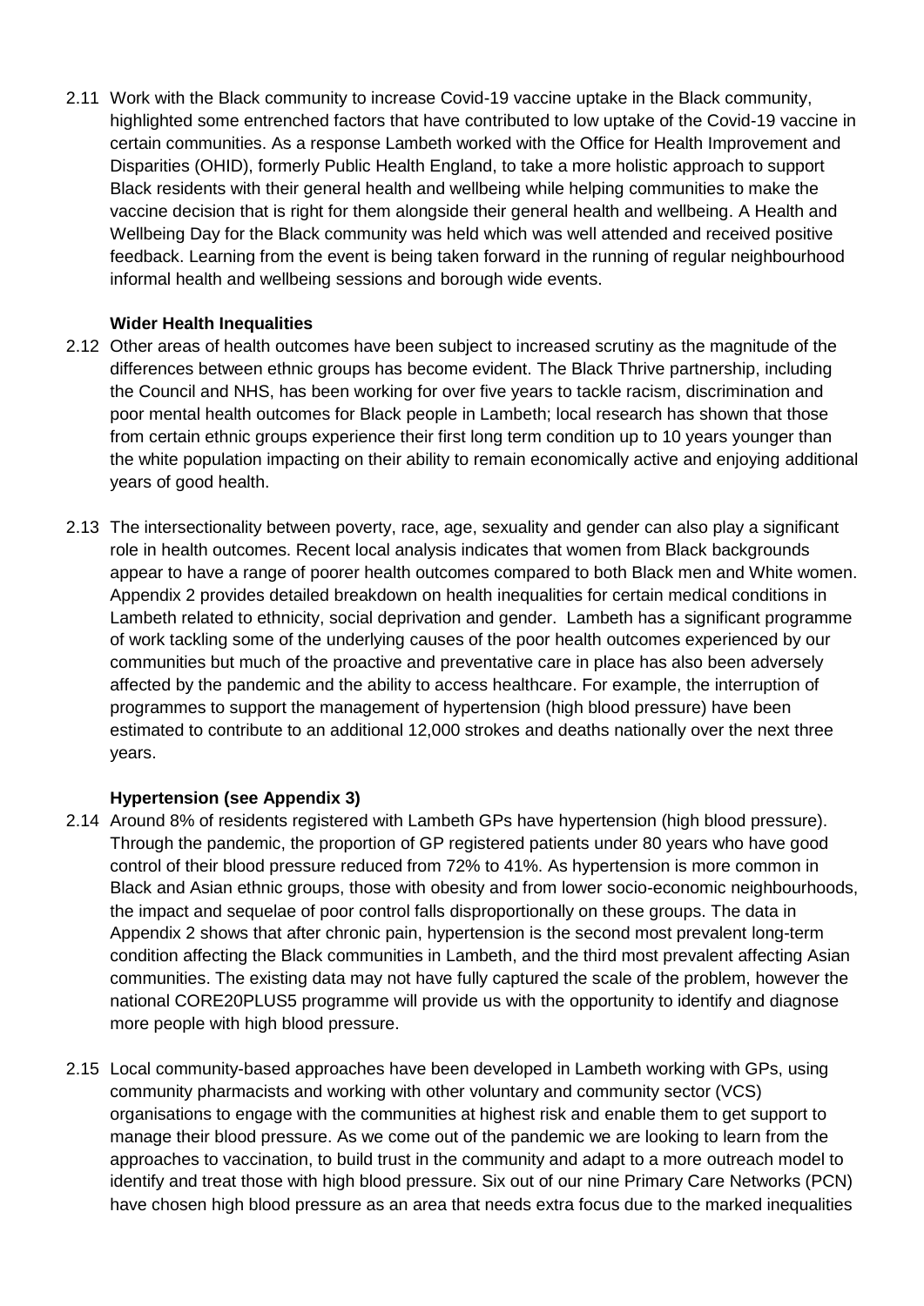2.11 Work with the Black community to increase Covid-19 vaccine uptake in the Black community, highlighted some entrenched factors that have contributed to low uptake of the Covid-19 vaccine in certain communities. As a response Lambeth worked with the Office for Health Improvement and Disparities (OHID), formerly Public Health England, to take a more holistic approach to support Black residents with their general health and wellbeing while helping communities to make the vaccine decision that is right for them alongside their general health and wellbeing. A Health and Wellbeing Day for the Black community was held which was well attended and received positive feedback. Learning from the event is being taken forward in the running of regular neighbourhood informal health and wellbeing sessions and borough wide events.

**Wider Health Inequalities**

2.12 Other areas of health outcomes have been subject to increased scrutiny as the magnitude of the differences between ethnic groups has become evident. The Black Thrive partnership, including the Council and NHS, has been working for over five years to tackle racism, discrimination and poor mental health outcomes for Black people in Lambeth; local research has shown that those from certain ethnic groups experience their first long term condition up to 10 years younger than the white population impacting on their ability to remain economically active and enjoying additional years of good health.

2.13 The intersectionality between poverty, race, age, sexuality and gender can also play a significant role in health outcomes. Recent local analysis indicates that women from Black backgrounds appear to have a range of poorer health outcomes compared to both Black men and White women. Appendix 2 provides detailed breakdown on health inequalities for certain medical conditions in Lambeth related to ethnicity, social deprivation and gender. Lambeth has a significant programme of work tackling some of the underlying causes of the poor health outcomes experienced by our communities but much of the proactive and preventative care in place has also been adversely affected by the pandemic and the ability to access healthcare. For example, the interruption of programmes to support the management of hypertension (high blood pressure) have been estimated to contribute to an additional 12,000 strokes and deaths nationally over the next three years.

**Hypertension (see Appendix 3)**

2.14 Around 8% of residents registered with Lambeth GPs have hypertension (high blood pressure). Through the pandemic, the proportion of GP registered patients under 80 years who have good control of their blood pressure reduced from 72% to 41%. As hypertension is more common in Black and Asian ethnic groups, those with obesity and from lower socio-economic neighbourhoods, the impact and sequelae of poor control falls disproportionally on these groups. The data in Appendix 2 shows that after chronic pain, hypertension is the second most prevalent long-term condition affecting the Black communities in Lambeth, and the third most prevalent affecting Asian communities. The existing data may not have fully captured the scale of the problem, however the national CORE20PLUS5 programme will provide us with the opportunity to identify and diagnose more people with high blood pressure.

2.15 Local community-based approaches have been developed in Lambeth working with GPs, using community pharmacists and working with other voluntary and community sector (VCS) organisations to engage with the communities at highest risk and enable them to get support to manage their blood pressure. As we come out of the pandemic we are looking to learn from the approaches to vaccination, to build trust in the community and adapt to a more outreach model to identify and treat those with high blood pressure. Six out of our nine Primary Care Networks (PCN) have chosen high blood pressure as an area that needs extra focus due to the marked inequalities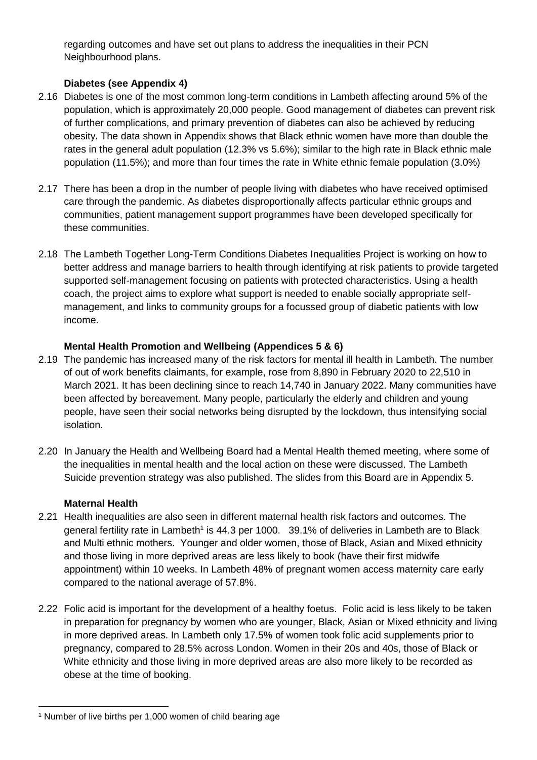regarding outcomes and have set out plans to address the inequalities in their PCN Neighbourhood plans.

**Diabetes (see Appendix 4)**

2.16 Diabetes is one of the most common long-term conditions in Lambeth affecting around 5% of the population, which is approximately 20,000 people. Good management of diabetes can prevent risk of further complications, and primary prevention of diabetes can also be achieved by reducing obesity. The data shown in Appendix shows that Black ethnic women have more than double the rates in the general adult population (12.3% vs 5.6%); similar to the high rate in Black ethnic male population (11.5%); and more than four times the rate in White ethnic female population (3.0%)

2.17 There has been a drop in the number of people living with diabetes who have received optimised care through the pandemic. As diabetes disproportionally affects particular ethnic groups and communities, patient management support programmes have been developed specifically for these communities.

2.18 The Lambeth Together Long-Term Conditions Diabetes Inequalities Project is working on how to better address and manage barriers to health through identifying at risk patients to provide targeted supported self-management focusing on patients with protected characteristics. Using a health coach, the project aims to explore what support is needed to enable socially appropriate self-management, and links to community groups for a focussed group of diabetic patients with low income.

**Mental Health Promotion and Wellbeing (Appendices 5 & 6)**

2.19 The pandemic has increased many of the risk factors for mental ill health in Lambeth. The number of out of work benefits claimants, for example, rose from 8,890 in February 2020 to 22,510 in March 2021. It has been declining since to reach 14,740 in January 2022. Many communities have been affected by bereavement. Many people, particularly the elderly and children and young people, have seen their social networks being disrupted by the lockdown, thus intensifying social isolation.

2.20 In January the Health and Wellbeing Board had a Mental Health themed meeting, where some of the inequalities in mental health and the local action on these were discussed. The Lambeth Suicide prevention strategy was also published. The slides from this Board are in Appendix 5.

**Maternal Health**

2.21 Health inequalities are also seen in different maternal health risk factors and outcomes. The general fertility rate in Lambeth[1] is 44.3 per 1000. 39.1% of deliveries in Lambeth are to Black and Multi ethnic mothers. Younger and older women, those of Black, Asian and Mixed ethnicity and those living in more deprived areas are less likely to book (have their first midwife appointment) within 10 weeks. In Lambeth 48% of pregnant women access maternity care early compared to the national average of 57.8%.

2.22 Folic acid is important for the development of a healthy foetus. Folic acid is less likely to be taken in preparation for pregnancy by women who are younger, Black, Asian or Mixed ethnicity and living in more deprived areas. In Lambeth only 17.5% of women took folic acid supplements prior to pregnancy, compared to 28.5% across London. Women in their 20s and 40s, those of Black or White ethnicity and those living in more deprived areas are also more likely to be recorded as obese at the time of booking.

[1] Number of live births per 1,000 women of child bearing age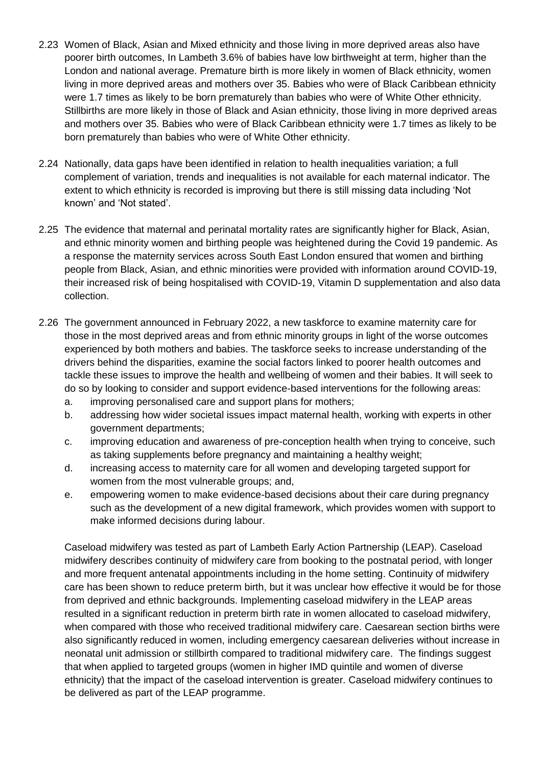2.23 Women of Black, Asian and Mixed ethnicity and those living in more deprived areas also have poorer birth outcomes, In Lambeth 3.6% of babies have low birthweight at term, higher than the London and national average. Premature birth is more likely in women of Black ethnicity, women living in more deprived areas and mothers over 35. Babies who were of Black Caribbean ethnicity were 1.7 times as likely to be born prematurely than babies who were of White Other ethnicity. Stillbirths are more likely in those of Black and Asian ethnicity, those living in more deprived areas and mothers over 35. Babies who were of Black Caribbean ethnicity were 1.7 times as likely to be born prematurely than babies who were of White Other ethnicity.

2.24 Nationally, data gaps have been identified in relation to health inequalities variation; a full complement of variation, trends and inequalities is not available for each maternal indicator. The extent to which ethnicity is recorded is improving but there is still missing data including 'Not known' and 'Not stated'.

2.25 The evidence that maternal and perinatal mortality rates are significantly higher for Black, Asian, and ethnic minority women and birthing people was heightened during the Covid 19 pandemic. As a response the maternity services across South East London ensured that women and birthing people from Black, Asian, and ethnic minorities were provided with information around COVID-19, their increased risk of being hospitalised with COVID-19, Vitamin D supplementation and also data collection.

2.26 The government announced in February 2022, a new taskforce to examine maternity care for those in the most deprived areas and from ethnic minority groups in light of the worse outcomes experienced by both mothers and babies. The taskforce seeks to increase understanding of the drivers behind the disparities, examine the social factors linked to poorer health outcomes and tackle these issues to improve the health and wellbeing of women and their babies. It will seek to do so by looking to consider and support evidence-based interventions for the following areas:

   a. improving personalised care and support plans for mothers;
   b. addressing how wider societal issues impact maternal health, working with experts in other government departments;
   c. improving education and awareness of pre-conception health when trying to conceive, such as taking supplements before pregnancy and maintaining a healthy weight;
   d. increasing access to maternity care for all women and developing targeted support for women from the most vulnerable groups; and,
   e. empowering women to make evidence-based decisions about their care during pregnancy such as the development of a new digital framework, which provides women with support to make informed decisions during labour.

Caseload midwifery was tested as part of Lambeth Early Action Partnership (LEAP). Caseload midwifery describes continuity of midwifery care from booking to the postnatal period, with longer and more frequent antenatal appointments including in the home setting. Continuity of midwifery care has been shown to reduce preterm birth, but it was unclear how effective it would be for those from deprived and ethnic backgrounds. Implementing caseload midwifery in the LEAP areas resulted in a significant reduction in preterm birth rate in women allocated to caseload midwifery, when compared with those who received traditional midwifery care. Caesarean section births were also significantly reduced in women, including emergency caesarean deliveries without increase in neonatal unit admission or stillbirth compared to traditional midwifery care. The findings suggest that when applied to targeted groups (women in higher IMD quintile and women of diverse ethnicity) that the impact of the caseload intervention is greater. Caseload midwifery continues to be delivered as part of the LEAP programme.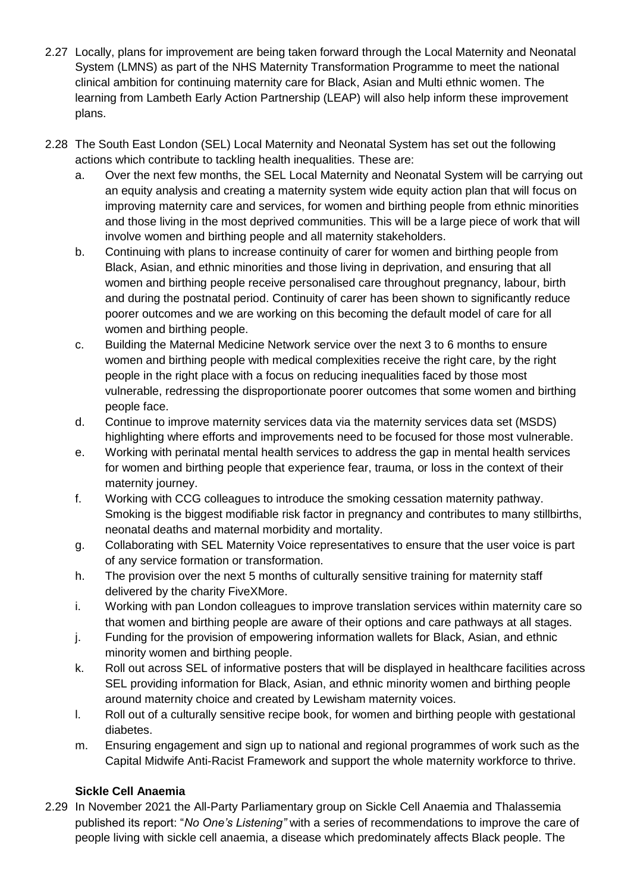2.27 Locally, plans for improvement are being taken forward through the Local Maternity and Neonatal System (LMNS) as part of the NHS Maternity Transformation Programme to meet the national clinical ambition for continuing maternity care for Black, Asian and Multi ethnic women. The learning from Lambeth Early Action Partnership (LEAP) will also help inform these improvement plans.

2.28 The South East London (SEL) Local Maternity and Neonatal System has set out the following actions which contribute to tackling health inequalities. These are:

a. Over the next few months, the SEL Local Maternity and Neonatal System will be carrying out an equity analysis and creating a maternity system wide equity action plan that will focus on improving maternity care and services, for women and birthing people from ethnic minorities and those living in the most deprived communities. This will be a large piece of work that will involve women and birthing people and all maternity stakeholders.

b. Continuing with plans to increase continuity of carer for women and birthing people from Black, Asian, and ethnic minorities and those living in deprivation, and ensuring that all women and birthing people receive personalised care throughout pregnancy, labour, birth and during the postnatal period. Continuity of carer has been shown to significantly reduce poorer outcomes and we are working on this becoming the default model of care for all women and birthing people.

c. Building the Maternal Medicine Network service over the next 3 to 6 months to ensure women and birthing people with medical complexities receive the right care, by the right people in the right place with a focus on reducing inequalities faced by those most vulnerable, redressing the disproportionate poorer outcomes that some women and birthing people face.

d. Continue to improve maternity services data via the maternity services data set (MSDS) highlighting where efforts and improvements need to be focused for those most vulnerable.

e. Working with perinatal mental health services to address the gap in mental health services for women and birthing people that experience fear, trauma, or loss in the context of their maternity journey.

f. Working with CCG colleagues to introduce the smoking cessation maternity pathway. Smoking is the biggest modifiable risk factor in pregnancy and contributes to many stillbirths, neonatal deaths and maternal morbidity and mortality.

g. Collaborating with SEL Maternity Voice representatives to ensure that the user voice is part of any service formation or transformation.

h. The provision over the next 5 months of culturally sensitive training for maternity staff delivered by the charity FiveXMore.

i. Working with pan London colleagues to improve translation services within maternity care so that women and birthing people are aware of their options and care pathways at all stages.

j. Funding for the provision of empowering information wallets for Black, Asian, and ethnic minority women and birthing people.

k. Roll out across SEL of informative posters that will be displayed in healthcare facilities across SEL providing information for Black, Asian, and ethnic minority women and birthing people around maternity choice and created by Lewisham maternity voices.

l. Roll out of a culturally sensitive recipe book, for women and birthing people with gestational diabetes.

m. Ensuring engagement and sign up to national and regional programmes of work such as the Capital Midwife Anti-Racist Framework and support the whole maternity workforce to thrive.

**Sickle Cell Anaemia**

2.29 In November 2021 the All-Party Parliamentary group on Sickle Cell Anaemia and Thalassemia published its report: "*No One's Listening"* with a series of recommendations to improve the care of people living with sickle cell anaemia, a disease which predominately affects Black people. The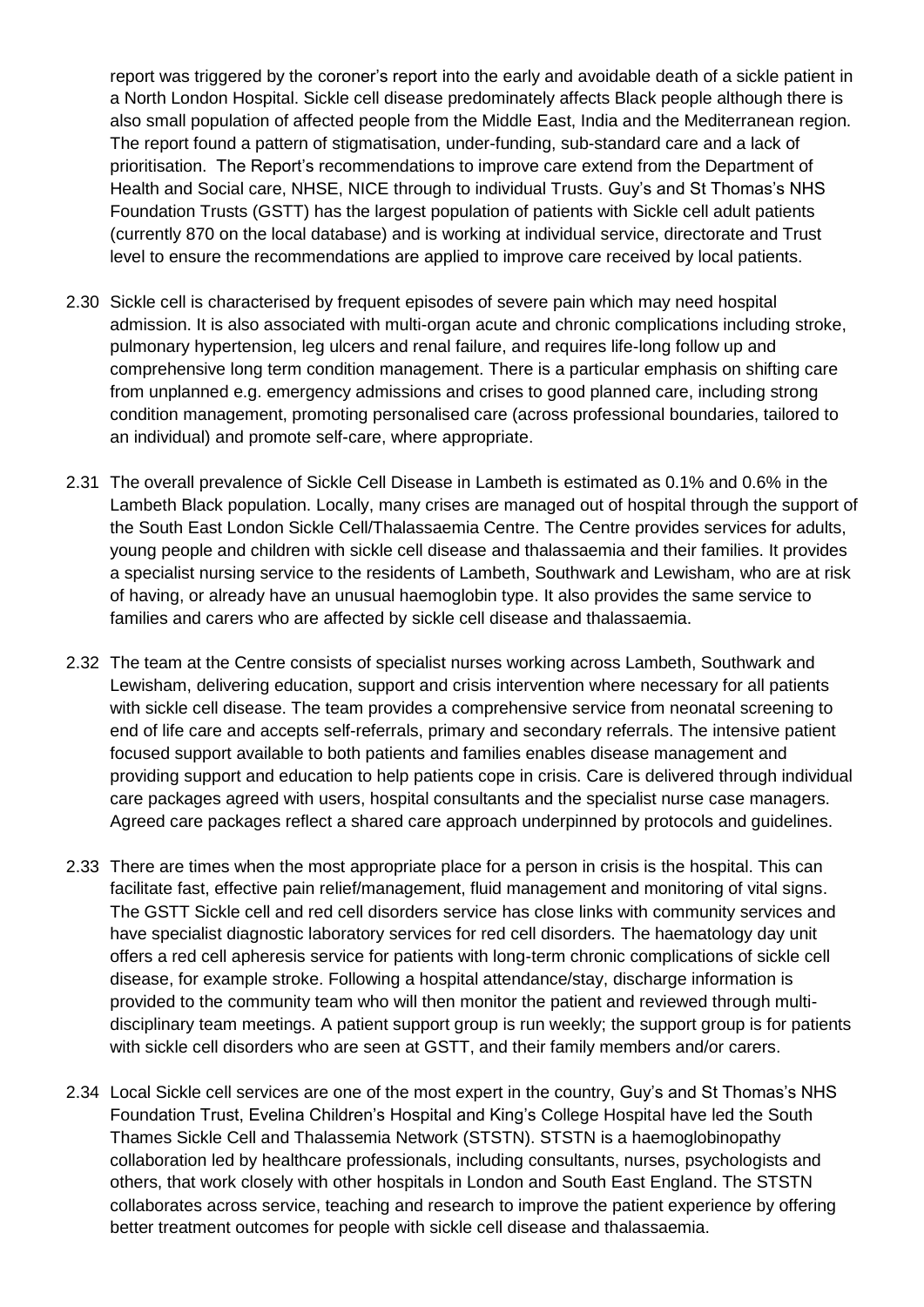report was triggered by the coroner's report into the early and avoidable death of a sickle patient in a North London Hospital. Sickle cell disease predominately affects Black people although there is also small population of affected people from the Middle East, India and the Mediterranean region. The report found a pattern of stigmatisation, under-funding, sub-standard care and a lack of prioritisation. The Report's recommendations to improve care extend from the Department of Health and Social care, NHSE, NICE through to individual Trusts. Guy's and St Thomas's NHS Foundation Trusts (GSTT) has the largest population of patients with Sickle cell adult patients (currently 870 on the local database) and is working at individual service, directorate and Trust level to ensure the recommendations are applied to improve care received by local patients.

2.30 Sickle cell is characterised by frequent episodes of severe pain which may need hospital admission. It is also associated with multi-organ acute and chronic complications including stroke, pulmonary hypertension, leg ulcers and renal failure, and requires life-long follow up and comprehensive long term condition management. There is a particular emphasis on shifting care from unplanned e.g. emergency admissions and crises to good planned care, including strong condition management, promoting personalised care (across professional boundaries, tailored to an individual) and promote self-care, where appropriate.

2.31 The overall prevalence of Sickle Cell Disease in Lambeth is estimated as 0.1% and 0.6% in the Lambeth Black population. Locally, many crises are managed out of hospital through the support of the South East London Sickle Cell/Thalassaemia Centre. The Centre provides services for adults, young people and children with sickle cell disease and thalassaemia and their families. It provides a specialist nursing service to the residents of Lambeth, Southwark and Lewisham, who are at risk of having, or already have an unusual haemoglobin type. It also provides the same service to families and carers who are affected by sickle cell disease and thalassaemia.

2.32 The team at the Centre consists of specialist nurses working across Lambeth, Southwark and Lewisham, delivering education, support and crisis intervention where necessary for all patients with sickle cell disease. The team provides a comprehensive service from neonatal screening to end of life care and accepts self-referrals, primary and secondary referrals. The intensive patient focused support available to both patients and families enables disease management and providing support and education to help patients cope in crisis. Care is delivered through individual care packages agreed with users, hospital consultants and the specialist nurse case managers. Agreed care packages reflect a shared care approach underpinned by protocols and guidelines.

2.33 There are times when the most appropriate place for a person in crisis is the hospital. This can facilitate fast, effective pain relief/management, fluid management and monitoring of vital signs. The GSTT Sickle cell and red cell disorders service has close links with community services and have specialist diagnostic laboratory services for red cell disorders. The haematology day unit offers a red cell apheresis service for patients with long-term chronic complications of sickle cell disease, for example stroke. Following a hospital attendance/stay, discharge information is provided to the community team who will then monitor the patient and reviewed through multi-disciplinary team meetings. A patient support group is run weekly; the support group is for patients with sickle cell disorders who are seen at GSTT, and their family members and/or carers.

2.34 Local Sickle cell services are one of the most expert in the country, Guy's and St Thomas's NHS Foundation Trust, Evelina Children's Hospital and King's College Hospital have led the South Thames Sickle Cell and Thalassemia Network (STSTN). STSTN is a haemoglobinopathy collaboration led by healthcare professionals, including consultants, nurses, psychologists and others, that work closely with other hospitals in London and South East England. The STSTN collaborates across service, teaching and research to improve the patient experience by offering better treatment outcomes for people with sickle cell disease and thalassaemia.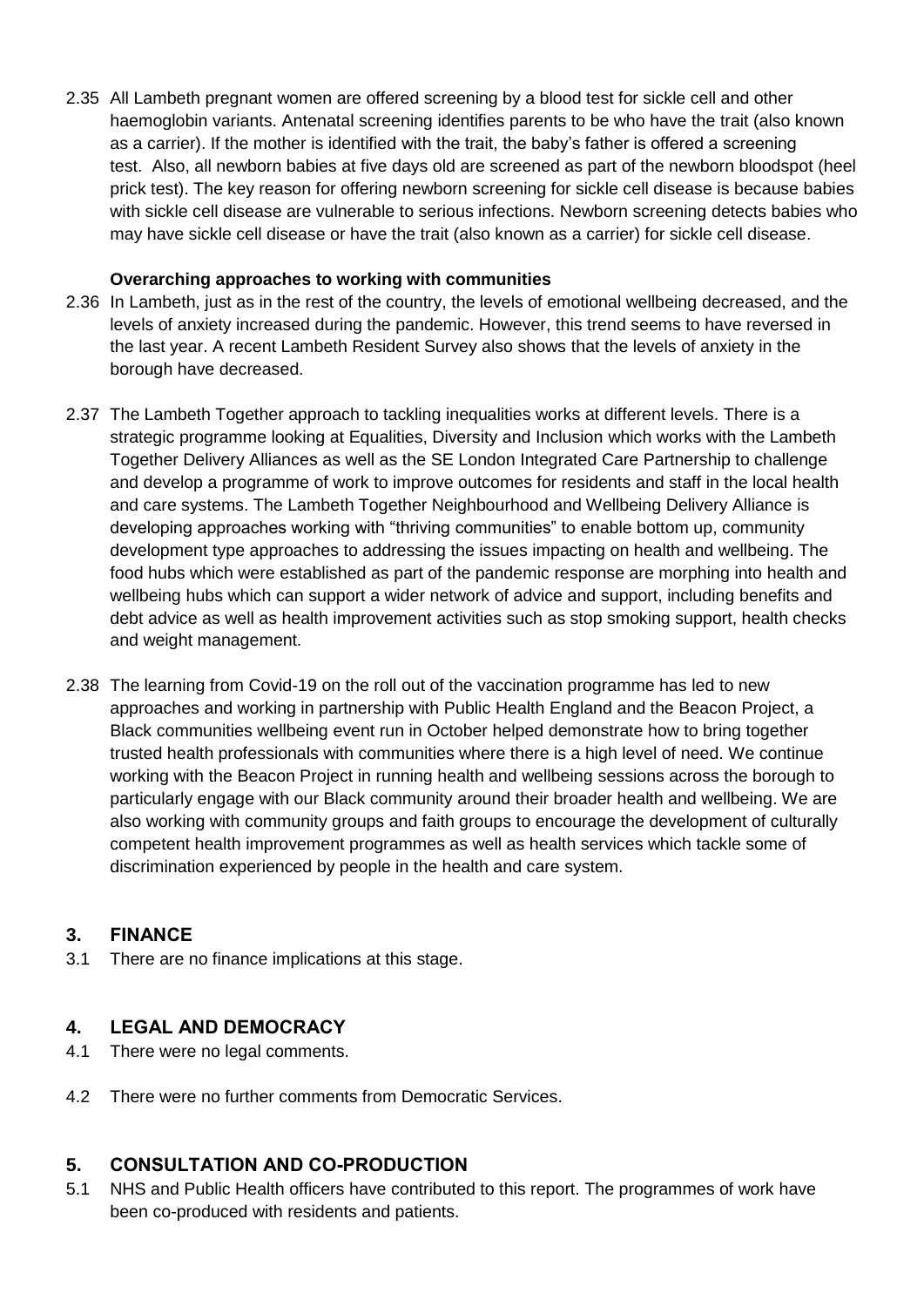2.35 All Lambeth pregnant women are offered screening by a blood test for sickle cell and other haemoglobin variants. Antenatal screening identifies parents to be who have the trait (also known as a carrier). If the mother is identified with the trait, the baby's father is offered a screening test. Also, all newborn babies at five days old are screened as part of the newborn bloodspot (heel prick test). The key reason for offering newborn screening for sickle cell disease is because babies with sickle cell disease are vulnerable to serious infections. Newborn screening detects babies who may have sickle cell disease or have the trait (also known as a carrier) for sickle cell disease.

**Overarching approaches to working with communities**

2.36 In Lambeth, just as in the rest of the country, the levels of emotional wellbeing decreased, and the levels of anxiety increased during the pandemic. However, this trend seems to have reversed in the last year. A recent Lambeth Resident Survey also shows that the levels of anxiety in the borough have decreased.

2.37 The Lambeth Together approach to tackling inequalities works at different levels. There is a strategic programme looking at Equalities, Diversity and Inclusion which works with the Lambeth Together Delivery Alliances as well as the SE London Integrated Care Partnership to challenge and develop a programme of work to improve outcomes for residents and staff in the local health and care systems. The Lambeth Together Neighbourhood and Wellbeing Delivery Alliance is developing approaches working with "thriving communities" to enable bottom up, community development type approaches to addressing the issues impacting on health and wellbeing. The food hubs which were established as part of the pandemic response are morphing into health and wellbeing hubs which can support a wider network of advice and support, including benefits and debt advice as well as health improvement activities such as stop smoking support, health checks and weight management.

2.38 The learning from Covid-19 on the roll out of the vaccination programme has led to new approaches and working in partnership with Public Health England and the Beacon Project, a Black communities wellbeing event run in October helped demonstrate how to bring together trusted health professionals with communities where there is a high level of need. We continue working with the Beacon Project in running health and wellbeing sessions across the borough to particularly engage with our Black community around their broader health and wellbeing. We are also working with community groups and faith groups to encourage the development of culturally competent health improvement programmes as well as health services which tackle some of discrimination experienced by people in the health and care system.

## 3. FINANCE

3.1 There are no finance implications at this stage.

## 4. LEGAL AND DEMOCRACY

4.1 There were no legal comments.

4.2 There were no further comments from Democratic Services.

## 5. CONSULTATION AND CO-PRODUCTION

5.1 NHS and Public Health officers have contributed to this report. The programmes of work have been co-produced with residents and patients.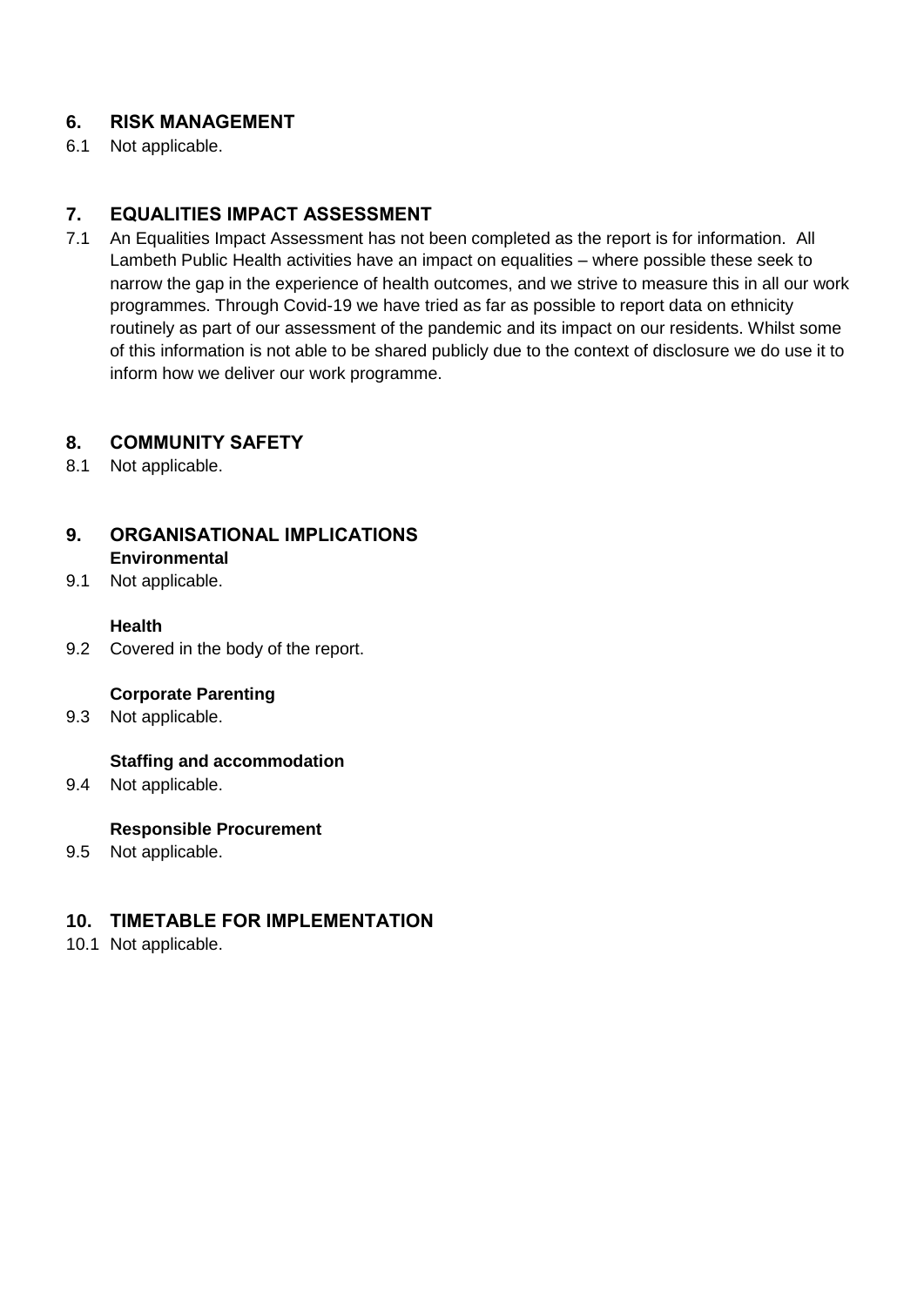## 6. RISK MANAGEMENT

6.1 Not applicable.

## 7. EQUALITIES IMPACT ASSESSMENT

7.1 An Equalities Impact Assessment has not been completed as the report is for information. All Lambeth Public Health activities have an impact on equalities – where possible these seek to narrow the gap in the experience of health outcomes, and we strive to measure this in all our work programmes. Through Covid-19 we have tried as far as possible to report data on ethnicity routinely as part of our assessment of the pandemic and its impact on our residents. Whilst some of this information is not able to be shared publicly due to the context of disclosure we do use it to inform how we deliver our work programme.

## 8. COMMUNITY SAFETY

8.1 Not applicable.

## 9. ORGANISATIONAL IMPLICATIONS

**Environmental**

9.1 Not applicable.

**Health**

9.2 Covered in the body of the report.

**Corporate Parenting**

9.3 Not applicable.

**Staffing and accommodation**

9.4 Not applicable.

**Responsible Procurement**

9.5 Not applicable.

## 10. TIMETABLE FOR IMPLEMENTATION

10.1 Not applicable.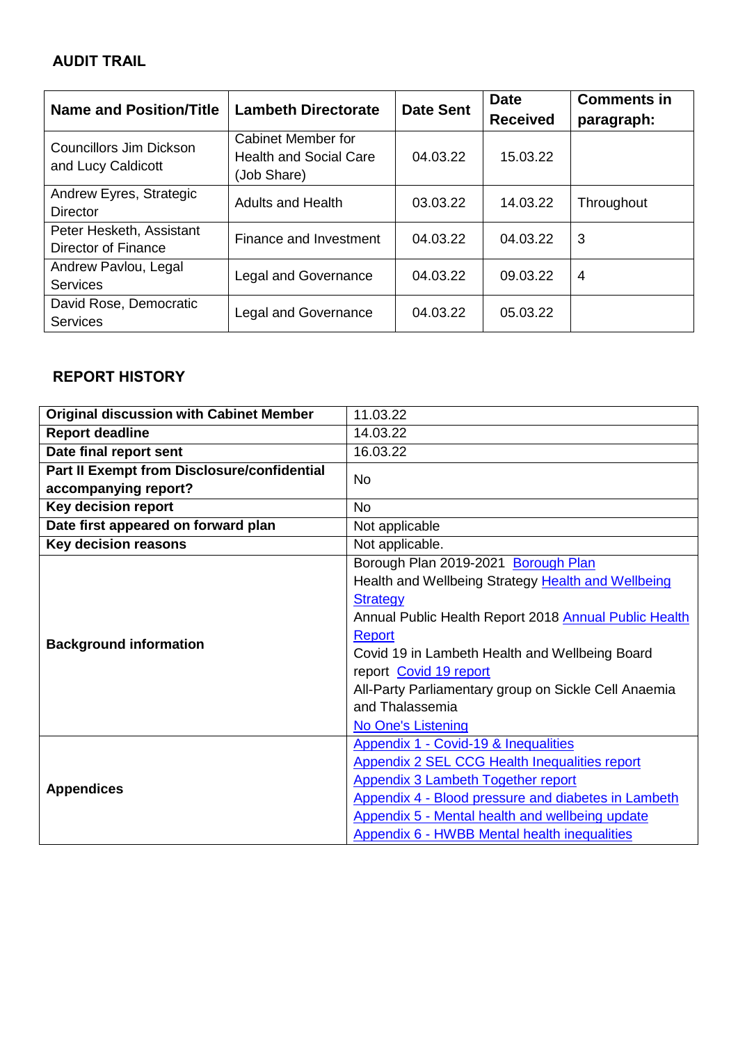## AUDIT TRAIL

| Name and Position/Title | Lambeth Directorate | Date Sent | Date Received | Comments in paragraph: |
|---|---|---|---|---|
| Councillors Jim Dickson and Lucy Caldicott | Cabinet Member for Health and Social Care (Job Share) | 04.03.22 | 15.03.22 | |
| Andrew Eyres, Strategic Director | Adults and Health | 03.03.22 | 14.03.22 | Throughout |
| Peter Hesketh, Assistant Director of Finance | Finance and Investment | 04.03.22 | 04.03.22 | 3 |
| Andrew Pavlou, Legal Services | Legal and Governance | 04.03.22 | 09.03.22 | 4 |
| David Rose, Democratic Services | Legal and Governance | 04.03.22 | 05.03.22 | |

## REPORT HISTORY

| | |
|---|---|
| **Original discussion with Cabinet Member** | 11.03.22 |
| **Report deadline** | 14.03.22 |
| **Date final report sent** | 16.03.22 |
| **Part II Exempt from Disclosure/confidential accompanying report?** | No |
| **Key decision report** | No |
| **Date first appeared on forward plan** | Not applicable |
| **Key decision reasons** | Not applicable. |
| **Background information** | Borough Plan 2019-2021 Borough Plan<br>Health and Wellbeing Strategy Health and Wellbeing Strategy<br>Annual Public Health Report 2018 Annual Public Health Report<br>Covid 19 in Lambeth Health and Wellbeing Board report Covid 19 report<br>All-Party Parliamentary group on Sickle Cell Anaemia and Thalassemia<br>No One's Listening |
| **Appendices** | Appendix 1 - Covid-19 & Inequalities<br>Appendix 2 SEL CCG Health Inequalities report<br>Appendix 3 Lambeth Together report<br>Appendix 4 - Blood pressure and diabetes in Lambeth<br>Appendix 5 - Mental health and wellbeing update<br>Appendix 6 - HWBB Mental health inequalities |